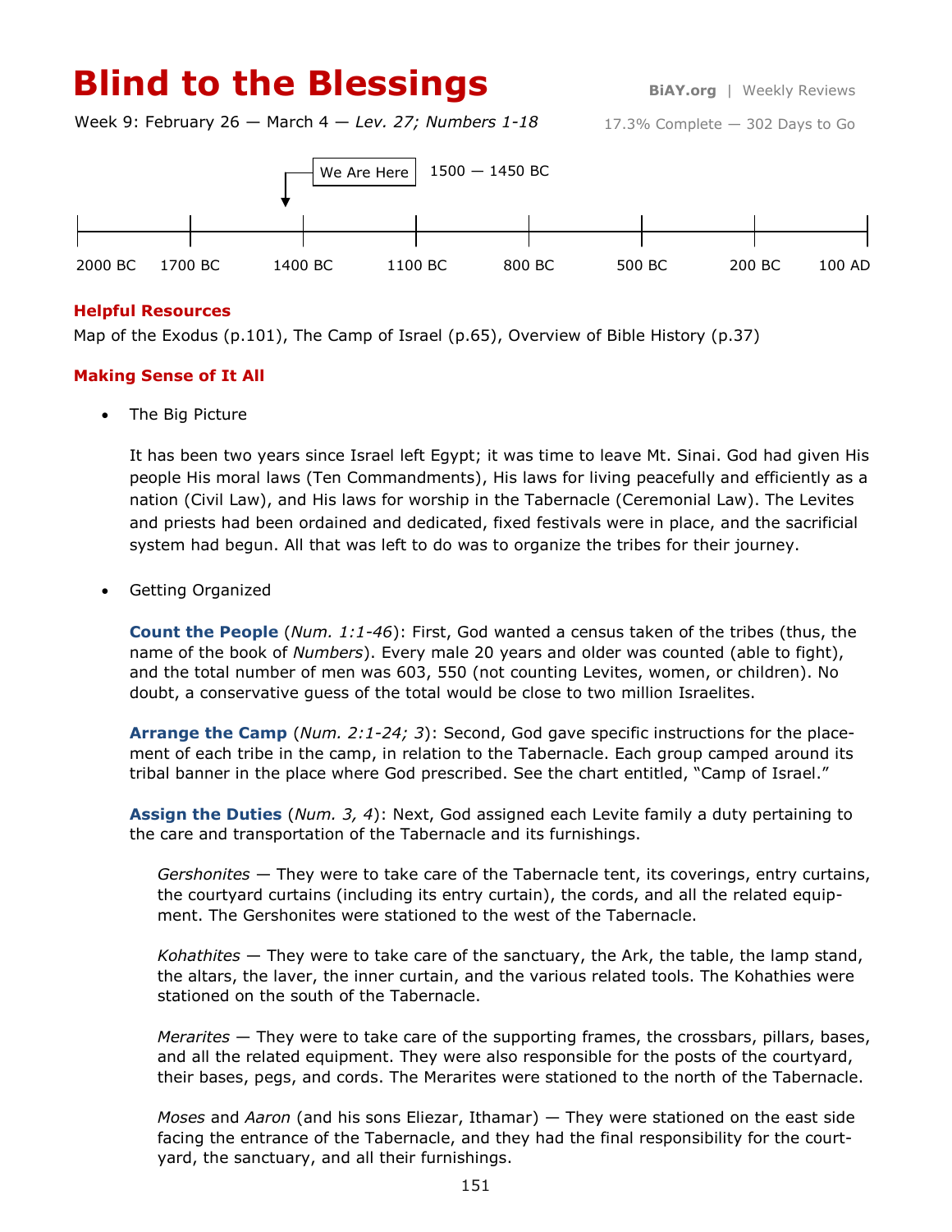# Blind to the Blessings

**BiAY.org** | Weekly Reviews

Week 9: February 26 — March 4 — *Lev. 27; Numbers 1-18*

17.3% Complete — 302 Days to Go

We Are Here — 1500 — 1450 BC

2000 BC | 1700 BC | 1400 BC | 1100 BC | 800 BC | 500 BC | 200 BC | 100 AD

## Helpful Resources

Map of the Exodus (p.101), The Camp of Israel (p.65), Overview of Bible History (p.37)

## Making Sense of It All

- The Big Picture

  It has been two years since Israel left Egypt; it was time to leave Mt. Sinai. God had given His people His moral laws (Ten Commandments), His laws for living peacefully and efficiently as a nation (Civil Law), and His laws for worship in the Tabernacle (Ceremonial Law). The Levites and priests had been ordained and dedicated, fixed festivals were in place, and the sacrificial system had begun. All that was left to do was to organize the tribes for their journey.

- Getting Organized

  **Count the People** (*Num. 1:1-46*): First, God wanted a census taken of the tribes (thus, the name of the book of *Numbers*). Every male 20 years and older was counted (able to fight), and the total number of men was 603, 550 (not counting Levites, women, or children). No doubt, a conservative guess of the total would be close to two million Israelites.

  **Arrange the Camp** (*Num. 2:1-24; 3*): Second, God gave specific instructions for the placement of each tribe in the camp, in relation to the Tabernacle. Each group camped around its tribal banner in the place where God prescribed. See the chart entitled, "Camp of Israel."

  **Assign the Duties** (*Num. 3, 4*): Next, God assigned each Levite family a duty pertaining to the care and transportation of the Tabernacle and its furnishings.

  *Gershonites* — They were to take care of the Tabernacle tent, its coverings, entry curtains, the courtyard curtains (including its entry curtain), the cords, and all the related equipment. The Gershonites were stationed to the west of the Tabernacle.

  *Kohathites* — They were to take care of the sanctuary, the Ark, the table, the lamp stand, the altars, the laver, the inner curtain, and the various related tools. The Kohathies were stationed on the south of the Tabernacle.

  *Merarites* — They were to take care of the supporting frames, the crossbars, pillars, bases, and all the related equipment. They were also responsible for the posts of the courtyard, their bases, pegs, and cords. The Merarites were stationed to the north of the Tabernacle.

  *Moses* and *Aaron* (and his sons Eliezar, Ithamar) — They were stationed on the east side facing the entrance of the Tabernacle, and they had the final responsibility for the courtyard, the sanctuary, and all their furnishings.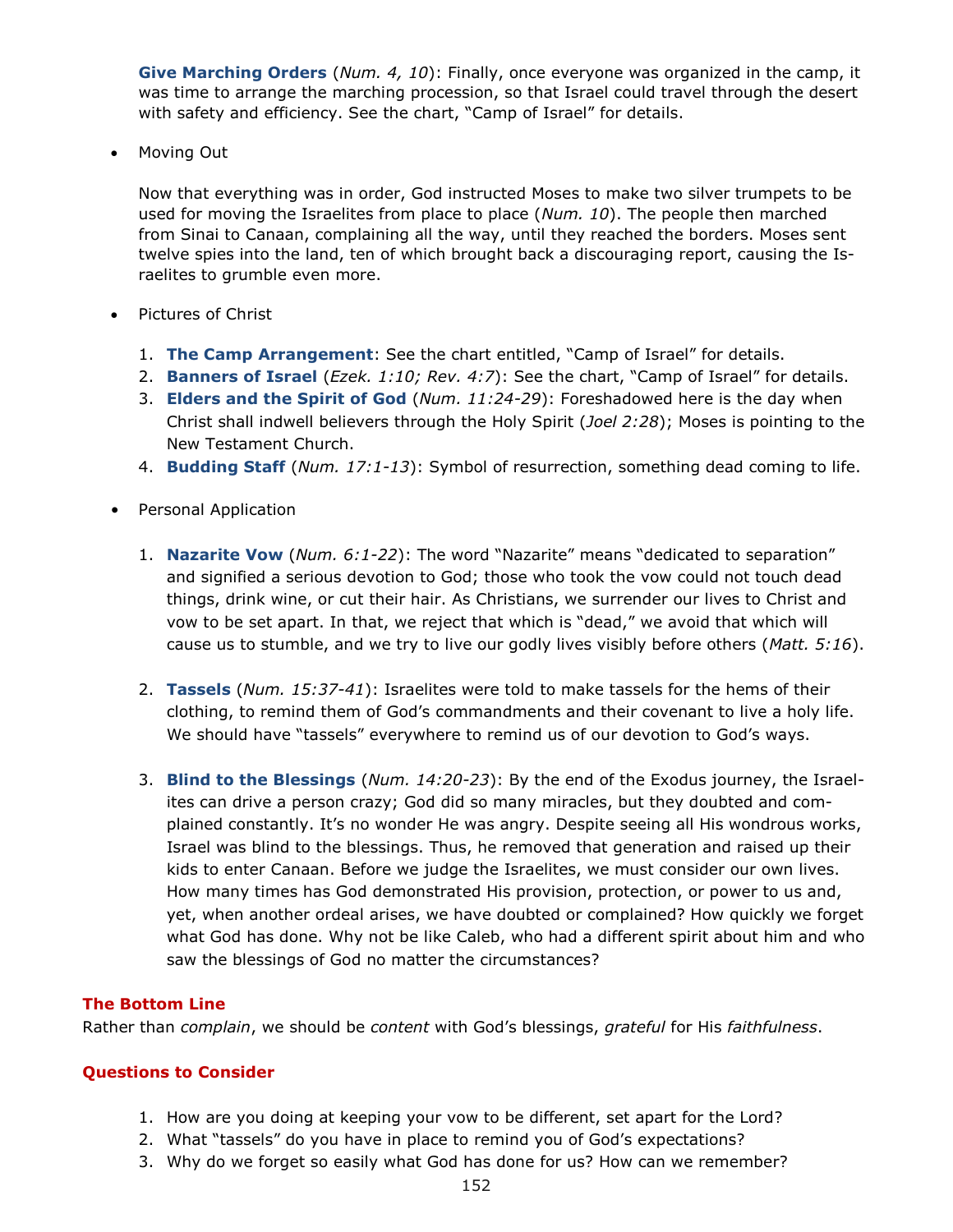**Give Marching Orders** (*Num. 4, 10*): Finally, once everyone was organized in the camp, it was time to arrange the marching procession, so that Israel could travel through the desert with safety and efficiency. See the chart, "Camp of Israel" for details.

- Moving Out

  Now that everything was in order, God instructed Moses to make two silver trumpets to be used for moving the Israelites from place to place (*Num. 10*). The people then marched from Sinai to Canaan, complaining all the way, until they reached the borders. Moses sent twelve spies into the land, ten of which brought back a discouraging report, causing the Israelites to grumble even more.

- Pictures of Christ

  1. **The Camp Arrangement**: See the chart entitled, "Camp of Israel" for details.
  2. **Banners of Israel** (*Ezek. 1:10; Rev. 4:7*): See the chart, "Camp of Israel" for details.
  3. **Elders and the Spirit of God** (*Num. 11:24-29*): Foreshadowed here is the day when Christ shall indwell believers through the Holy Spirit (*Joel 2:28*); Moses is pointing to the New Testament Church.
  4. **Budding Staff** (*Num. 17:1-13*): Symbol of resurrection, something dead coming to life.

- Personal Application

  1. **Nazarite Vow** (*Num. 6:1-22*): The word "Nazarite" means "dedicated to separation" and signified a serious devotion to God; those who took the vow could not touch dead things, drink wine, or cut their hair. As Christians, we surrender our lives to Christ and vow to be set apart. In that, we reject that which is "dead," we avoid that which will cause us to stumble, and we try to live our godly lives visibly before others (*Matt. 5:16*).

  2. **Tassels** (*Num. 15:37-41*): Israelites were told to make tassels for the hems of their clothing, to remind them of God's commandments and their covenant to live a holy life. We should have "tassels" everywhere to remind us of our devotion to God's ways.

  3. **Blind to the Blessings** (*Num. 14:20-23*): By the end of the Exodus journey, the Israelites can drive a person crazy; God did so many miracles, but they doubted and complained constantly. It's no wonder He was angry. Despite seeing all His wondrous works, Israel was blind to the blessings. Thus, he removed that generation and raised up their kids to enter Canaan. Before we judge the Israelites, we must consider our own lives. How many times has God demonstrated His provision, protection, or power to us and, yet, when another ordeal arises, we have doubted or complained? How quickly we forget what God has done. Why not be like Caleb, who had a different spirit about him and who saw the blessings of God no matter the circumstances?

**The Bottom Line**

Rather than *complain*, we should be *content* with God's blessings, *grateful* for His *faithfulness*.

**Questions to Consider**

1. How are you doing at keeping your vow to be different, set apart for the Lord?
2. What "tassels" do you have in place to remind you of God's expectations?
3. Why do we forget so easily what God has done for us? How can we remember?